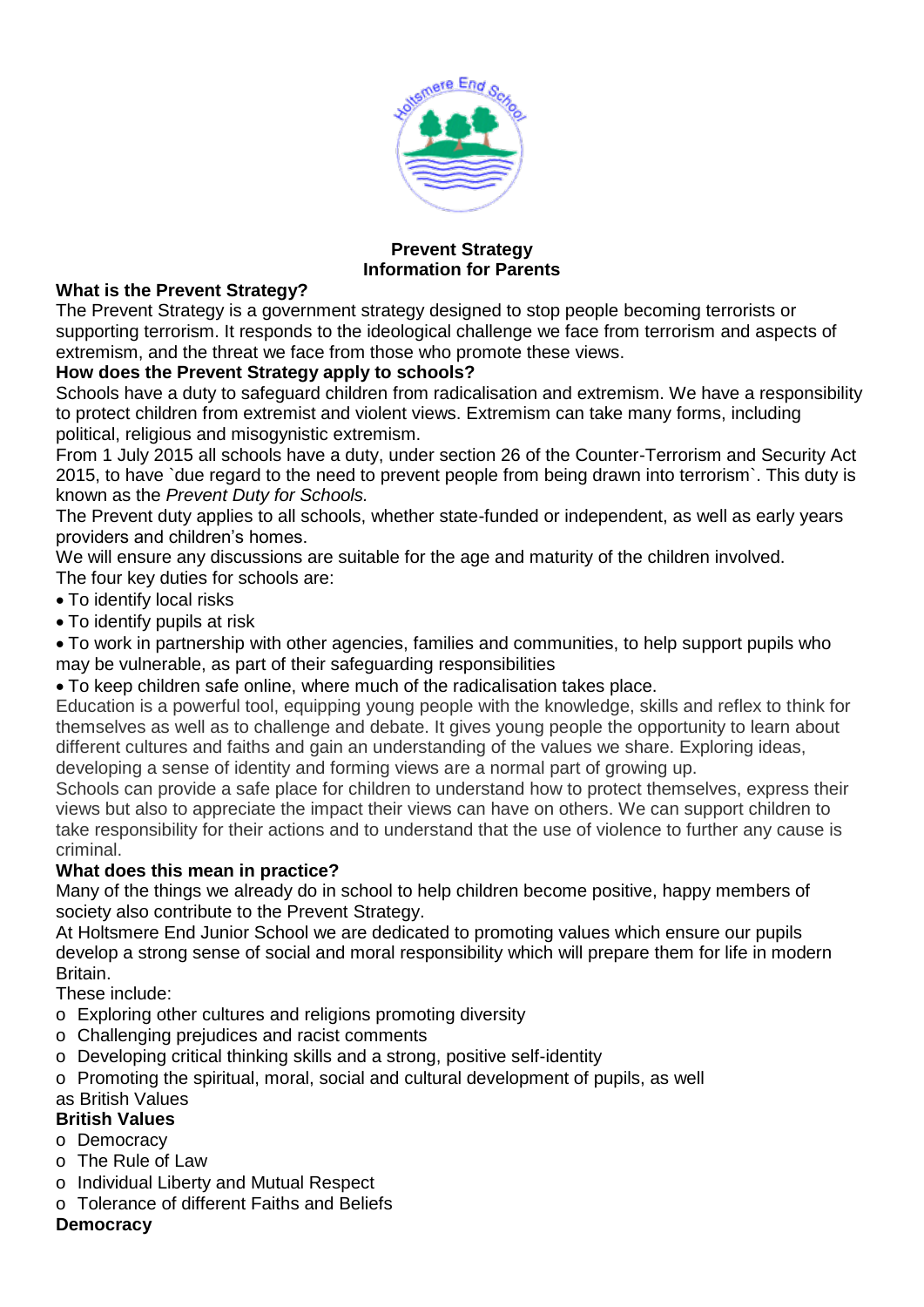**Prevent Strategy**
**Information for Parents**

### What is the Prevent Strategy?

The Prevent Strategy is a government strategy designed to stop people becoming terrorists or supporting terrorism. It responds to the ideological challenge we face from terrorism and aspects of extremism, and the threat we face from those who promote these views.

### How does the Prevent Strategy apply to schools?

Schools have a duty to safeguard children from radicalisation and extremism. We have a responsibility to protect children from extremist and violent views. Extremism can take many forms, including political, religious and misogynistic extremism.

From 1 July 2015 all schools have a duty, under section 26 of the Counter-Terrorism and Security Act 2015, to have `due regard to the need to prevent people from being drawn into terrorism`. This duty is known as the *Prevent Duty for Schools.*

The Prevent duty applies to all schools, whether state-funded or independent, as well as early years providers and children's homes.

We will ensure any discussions are suitable for the age and maturity of the children involved.

The four key duties for schools are:

- To identify local risks
- To identify pupils at risk
- To work in partnership with other agencies, families and communities, to help support pupils who may be vulnerable, as part of their safeguarding responsibilities
- To keep children safe online, where much of the radicalisation takes place.

Education is a powerful tool, equipping young people with the knowledge, skills and reflex to think for themselves as well as to challenge and debate. It gives young people the opportunity to learn about different cultures and faiths and gain an understanding of the values we share. Exploring ideas, developing a sense of identity and forming views are a normal part of growing up.

Schools can provide a safe place for children to understand how to protect themselves, express their views but also to appreciate the impact their views can have on others. We can support children to take responsibility for their actions and to understand that the use of violence to further any cause is criminal.

### What does this mean in practice?

Many of the things we already do in school to help children become positive, happy members of society also contribute to the Prevent Strategy.

At Holtsmere End Junior School we are dedicated to promoting values which ensure our pupils develop a strong sense of social and moral responsibility which will prepare them for life in modern Britain.

These include:

- Exploring other cultures and religions promoting diversity
- Challenging prejudices and racist comments
- Developing critical thinking skills and a strong, positive self-identity
- Promoting the spiritual, moral, social and cultural development of pupils, as well as British Values

### British Values

- Democracy
- The Rule of Law
- Individual Liberty and Mutual Respect
- Tolerance of different Faiths and Beliefs

### Democracy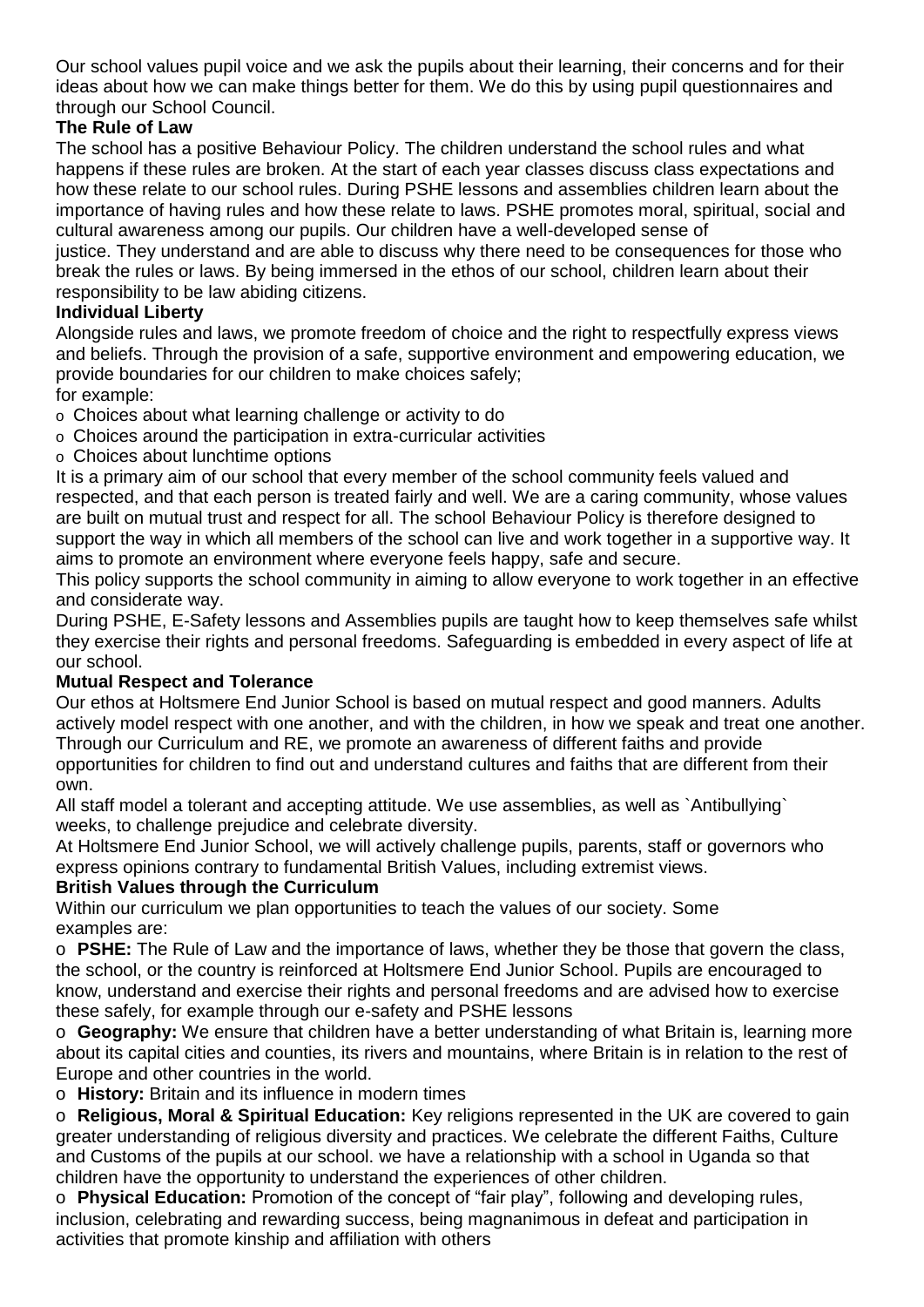Our school values pupil voice and we ask the pupils about their learning, their concerns and for their ideas about how we can make things better for them. We do this by using pupil questionnaires and through our School Council.

**The Rule of Law**

The school has a positive Behaviour Policy. The children understand the school rules and what happens if these rules are broken. At the start of each year classes discuss class expectations and how these relate to our school rules. During PSHE lessons and assemblies children learn about the importance of having rules and how these relate to laws. PSHE promotes moral, spiritual, social and cultural awareness among our pupils. Our children have a well-developed sense of justice. They understand and are able to discuss why there need to be consequences for those who break the rules or laws. By being immersed in the ethos of our school, children learn about their responsibility to be law abiding citizens.

**Individual Liberty**

Alongside rules and laws, we promote freedom of choice and the right to respectfully express views and beliefs. Through the provision of a safe, supportive environment and empowering education, we provide boundaries for our children to make choices safely;
for example:

- Choices about what learning challenge or activity to do
- Choices around the participation in extra-curricular activities
- Choices about lunchtime options

It is a primary aim of our school that every member of the school community feels valued and respected, and that each person is treated fairly and well. We are a caring community, whose values are built on mutual trust and respect for all. The school Behaviour Policy is therefore designed to support the way in which all members of the school can live and work together in a supportive way. It aims to promote an environment where everyone feels happy, safe and secure.

This policy supports the school community in aiming to allow everyone to work together in an effective and considerate way.

During PSHE, E-Safety lessons and Assemblies pupils are taught how to keep themselves safe whilst they exercise their rights and personal freedoms. Safeguarding is embedded in every aspect of life at our school.

**Mutual Respect and Tolerance**

Our ethos at Holtsmere End Junior School is based on mutual respect and good manners. Adults actively model respect with one another, and with the children, in how we speak and treat one another. Through our Curriculum and RE, we promote an awareness of different faiths and provide opportunities for children to find out and understand cultures and faiths that are different from their own.

All staff model a tolerant and accepting attitude. We use assemblies, as well as `Antibullying` weeks, to challenge prejudice and celebrate diversity.

At Holtsmere End Junior School, we will actively challenge pupils, parents, staff or governors who express opinions contrary to fundamental British Values, including extremist views.

**British Values through the Curriculum**

Within our curriculum we plan opportunities to teach the values of our society. Some examples are:

- **PSHE:** The Rule of Law and the importance of laws, whether they be those that govern the class, the school, or the country is reinforced at Holtsmere End Junior School. Pupils are encouraged to know, understand and exercise their rights and personal freedoms and are advised how to exercise these safely, for example through our e-safety and PSHE lessons
- **Geography:** We ensure that children have a better understanding of what Britain is, learning more about its capital cities and counties, its rivers and mountains, where Britain is in relation to the rest of Europe and other countries in the world.
- **History:** Britain and its influence in modern times
- **Religious, Moral & Spiritual Education:** Key religions represented in the UK are covered to gain greater understanding of religious diversity and practices. We celebrate the different Faiths, Culture and Customs of the pupils at our school. we have a relationship with a school in Uganda so that children have the opportunity to understand the experiences of other children.
- **Physical Education:** Promotion of the concept of "fair play", following and developing rules, inclusion, celebrating and rewarding success, being magnanimous in defeat and participation in activities that promote kinship and affiliation with others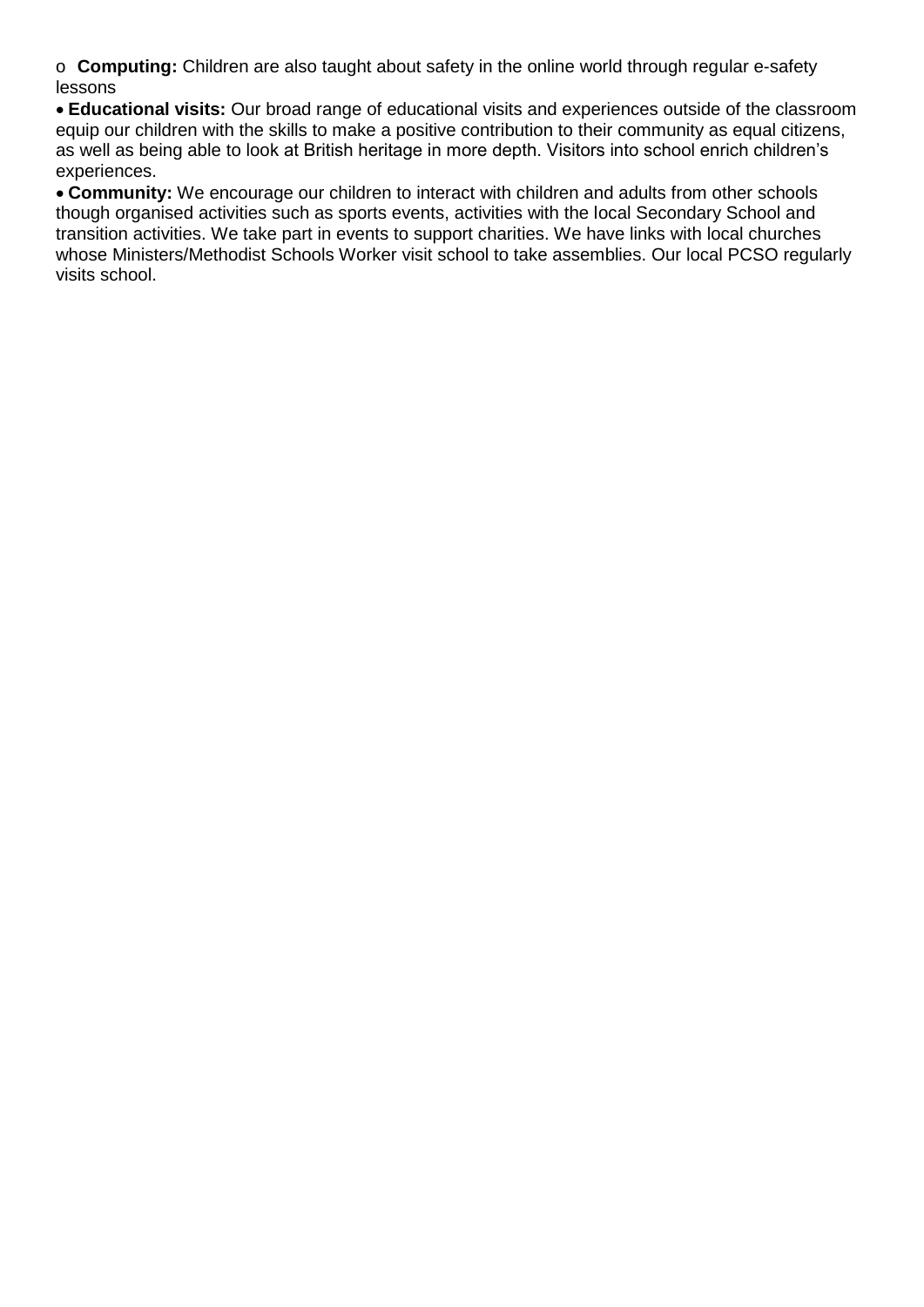- **Computing:** Children are also taught about safety in the online world through regular e-safety lessons

- **Educational visits:** Our broad range of educational visits and experiences outside of the classroom equip our children with the skills to make a positive contribution to their community as equal citizens, as well as being able to look at British heritage in more depth. Visitors into school enrich children's experiences.
- **Community:** We encourage our children to interact with children and adults from other schools though organised activities such as sports events, activities with the local Secondary School and transition activities. We take part in events to support charities. We have links with local churches whose Ministers/Methodist Schools Worker visit school to take assemblies. Our local PCSO regularly visits school.